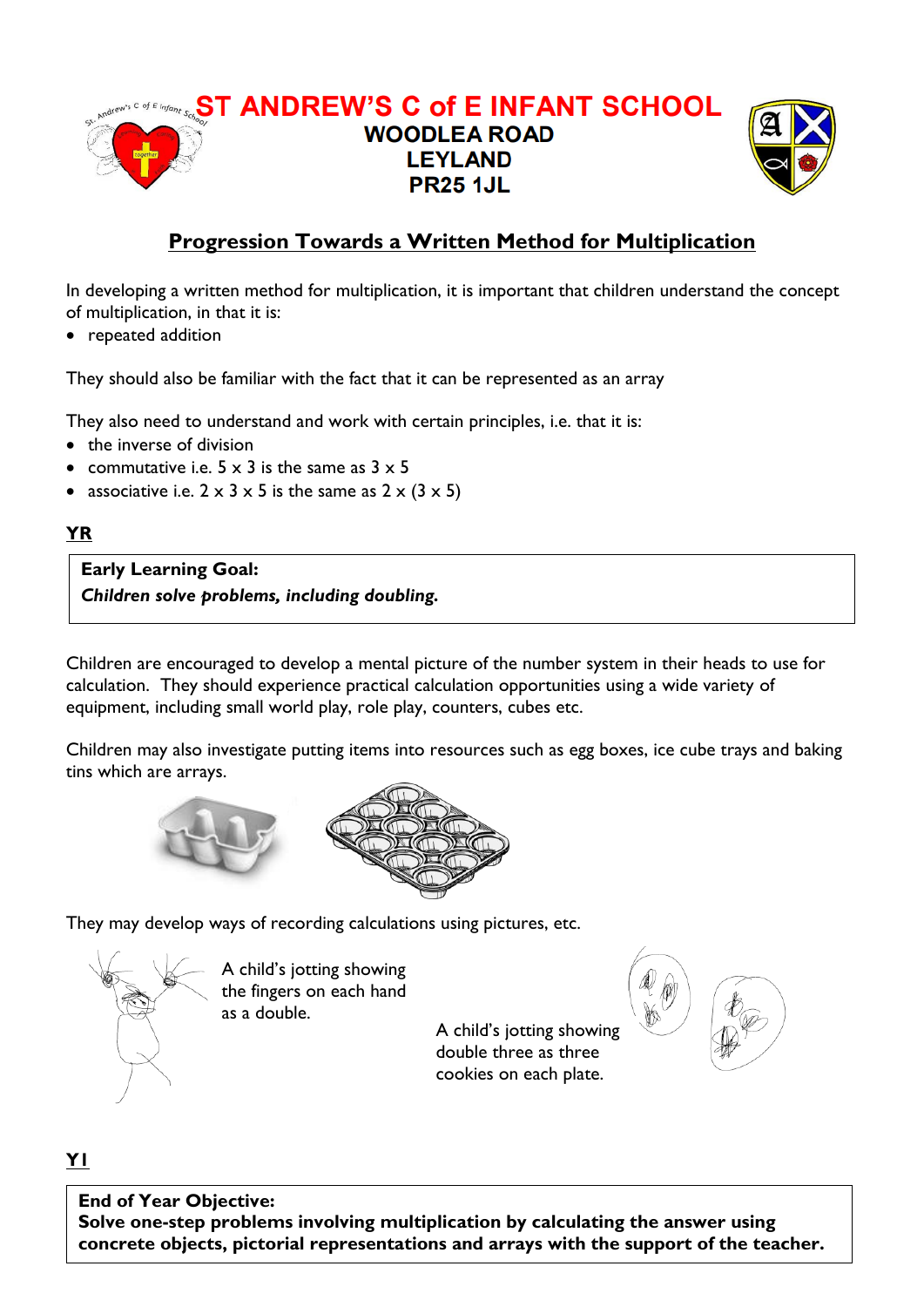# ST ANDREW'S C of E INFANT SCHOOL

**WOODLEA ROAD**
**LEYLAND**
**PR25 1JL**

## Progression Towards a Written Method for Multiplication

In developing a written method for multiplication, it is important that children understand the concept of multiplication, in that it is:

- repeated addition

They should also be familiar with the fact that it can be represented as an array

They also need to understand and work with certain principles, i.e. that it is:

- the inverse of division
- commutative i.e. 5 x 3 is the same as 3 x 5
- associative i.e. 2 x 3 x 5 is the same as 2 x (3 x 5)

### YR

| **Early Learning Goal:** |
|---|
| ***Children solve problems, including doubling.*** |

Children are encouraged to develop a mental picture of the number system in their heads to use for calculation. They should experience practical calculation opportunities using a wide variety of equipment, including small world play, role play, counters, cubes etc.

Children may also investigate putting items into resources such as egg boxes, ice cube trays and baking tins which are arrays.

They may develop ways of recording calculations using pictures, etc.

A child's jotting showing the fingers on each hand as a double.

A child's jotting showing double three as three cookies on each plate.

### Y1

| **End of Year Objective:** |
|---|
| **Solve one-step problems involving multiplication by calculating the answer using concrete objects, pictorial representations and arrays with the support of the teacher.** |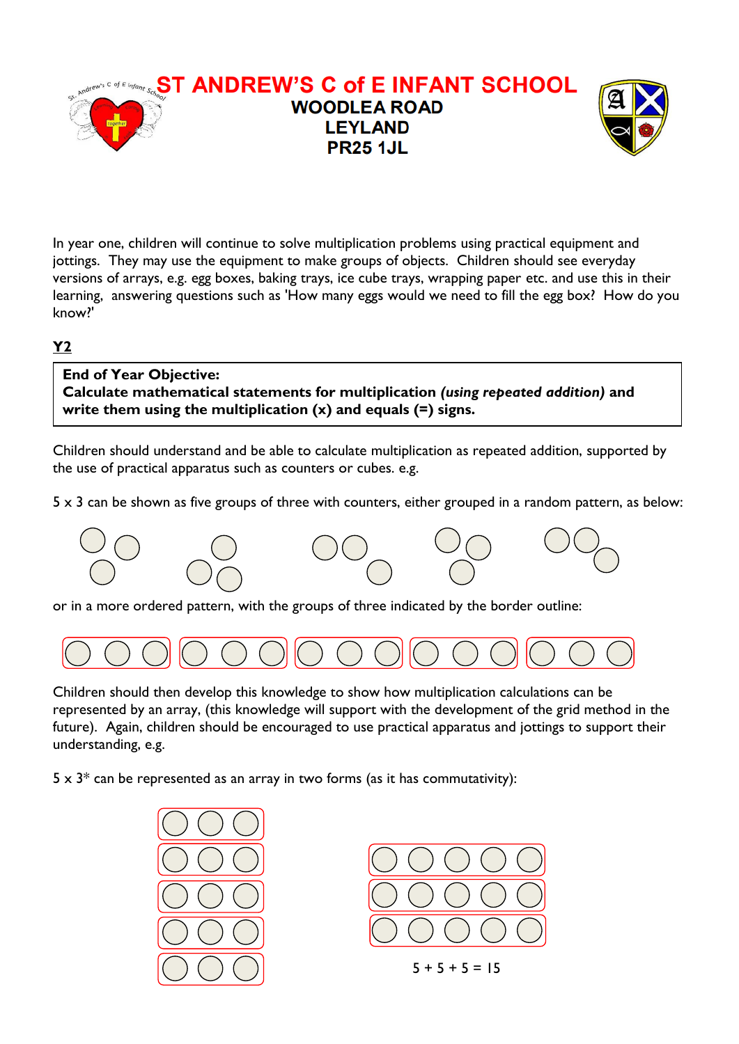# ST ANDREW'S C of E INFANT SCHOOL

**WOODLEA ROAD**
**LEYLAND**
**PR25 1JL**

In year one, children will continue to solve multiplication problems using practical equipment and jottings. They may use the equipment to make groups of objects. Children should see everyday versions of arrays, e.g. egg boxes, baking trays, ice cube trays, wrapping paper etc. and use this in their learning, answering questions such as 'How many eggs would we need to fill the egg box? How do you know?'

## Y2

> **End of Year Objective:**
> **Calculate mathematical statements for multiplication *(using repeated addition)* and write them using the multiplication (x) and equals (=) signs.**

Children should understand and be able to calculate multiplication as repeated addition, supported by the use of practical apparatus such as counters or cubes. e.g.

5 x 3 can be shown as five groups of three with counters, either grouped in a random pattern, as below:

or in a more ordered pattern, with the groups of three indicated by the border outline:

Children should then develop this knowledge to show how multiplication calculations can be represented by an array, (this knowledge will support with the development of the grid method in the future). Again, children should be encouraged to use practical apparatus and jottings to support their understanding, e.g.

5 x 3* can be represented as an array in two forms (as it has commutativity):

5 + 5 + 5 = 15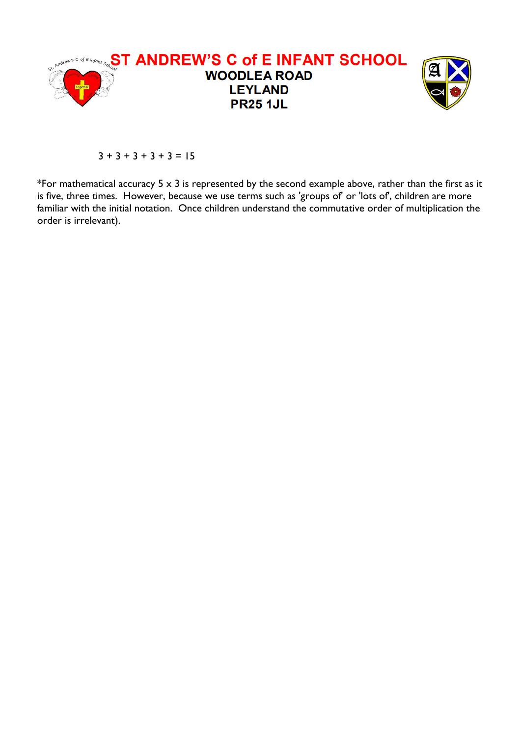$3 + 3 + 3 + 3 + 3 = 15$

*For mathematical accuracy 5 x 3 is represented by the second example above, rather than the first as it is five, three times. However, because we use terms such as 'groups of' or 'lots of', children are more familiar with the initial notation. Once children understand the commutative order of multiplication the order is irrelevant).